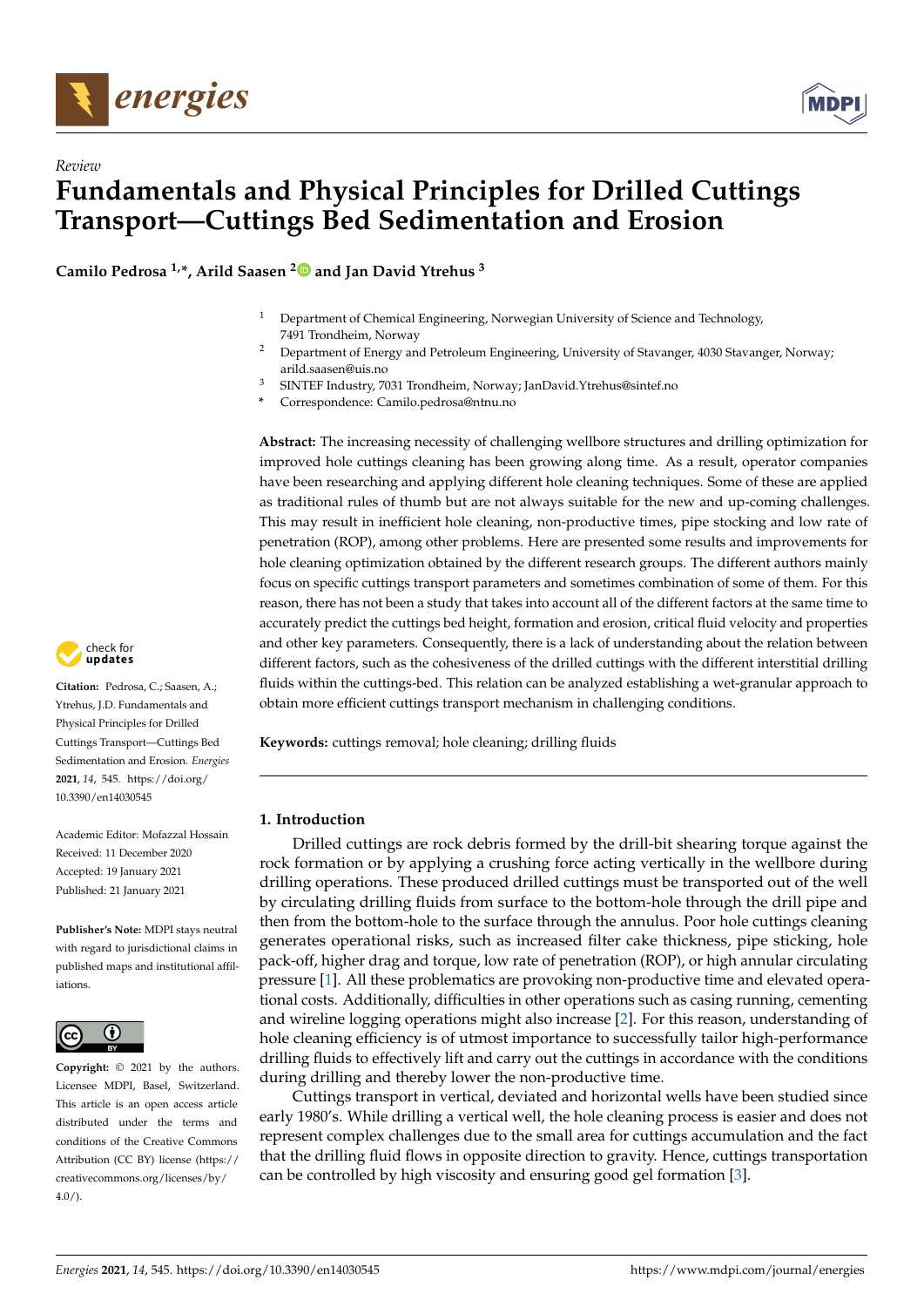*Review*

# Fundamentals and Physical Principles for Drilled Cuttings Transport—Cuttings Bed Sedimentation and Erosion

**Camilo Pedrosa [1,*], Arild Saasen [2] and Jan David Ytrehus [3]**

[1] Department of Chemical Engineering, Norwegian University of Science and Technology, 7491 Trondheim, Norway

[2] Department of Energy and Petroleum Engineering, University of Stavanger, 4030 Stavanger, Norway; arild.saasen@uis.no

[3] SINTEF Industry, 7031 Trondheim, Norway; JanDavid.Ytrehus@sintef.no

[*] Correspondence: Camilo.pedrosa@ntnu.no

**Abstract:** The increasing necessity of challenging wellbore structures and drilling optimization for improved hole cuttings cleaning has been growing along time. As a result, operator companies have been researching and applying different hole cleaning techniques. Some of these are applied as traditional rules of thumb but are not always suitable for the new and up-coming challenges. This may result in inefficient hole cleaning, non-productive times, pipe stocking and low rate of penetration (ROP), among other problems. Here are presented some results and improvements for hole cleaning optimization obtained by the different research groups. The different authors mainly focus on specific cuttings transport parameters and sometimes combination of some of them. For this reason, there has not been a study that takes into account all of the different factors at the same time to accurately predict the cuttings bed height, formation and erosion, critical fluid velocity and properties and other key parameters. Consequently, there is a lack of understanding about the relation between different factors, such as the cohesiveness of the drilled cuttings with the different interstitial drilling fluids within the cuttings-bed. This relation can be analyzed establishing a wet-granular approach to obtain more efficient cuttings transport mechanism in challenging conditions.

**Keywords:** cuttings removal; hole cleaning; drilling fluids

**Citation:** Pedrosa, C.; Saasen, A.; Ytrehus, J.D. Fundamentals and Physical Principles for Drilled Cuttings Transport—Cuttings Bed Sedimentation and Erosion. *Energies* **2021**, *14*, 545. https://doi.org/10.3390/en14030545

Academic Editor: Mofazzal Hossain

Received: 11 December 2020
Accepted: 19 January 2021
Published: 21 January 2021

**Publisher's Note:** MDPI stays neutral with regard to jurisdictional claims in published maps and institutional affiliations.

**Copyright:** © 2021 by the authors. Licensee MDPI, Basel, Switzerland. This article is an open access article distributed under the terms and conditions of the Creative Commons Attribution (CC BY) license (https://creativecommons.org/licenses/by/4.0/).

## 1. Introduction

Drilled cuttings are rock debris formed by the drill-bit shearing torque against the rock formation or by applying a crushing force acting vertically in the wellbore during drilling operations. These produced drilled cuttings must be transported out of the well by circulating drilling fluids from surface to the bottom-hole through the drill pipe and then from the bottom-hole to the surface through the annulus. Poor hole cuttings cleaning generates operational risks, such as increased filter cake thickness, pipe sticking, hole pack-off, higher drag and torque, low rate of penetration (ROP), or high annular circulating pressure [1]. All these problematics are provoking non-productive time and elevated operational costs. Additionally, difficulties in other operations such as casing running, cementing and wireline logging operations might also increase [2]. For this reason, understanding of hole cleaning efficiency is of utmost importance to successfully tailor high-performance drilling fluids to effectively lift and carry out the cuttings in accordance with the conditions during drilling and thereby lower the non-productive time.

Cuttings transport in vertical, deviated and horizontal wells have been studied since early 1980's. While drilling a vertical well, the hole cleaning process is easier and does not represent complex challenges due to the small area for cuttings accumulation and the fact that the drilling fluid flows in opposite direction to gravity. Hence, cuttings transportation can be controlled by high viscosity and ensuring good gel formation [3].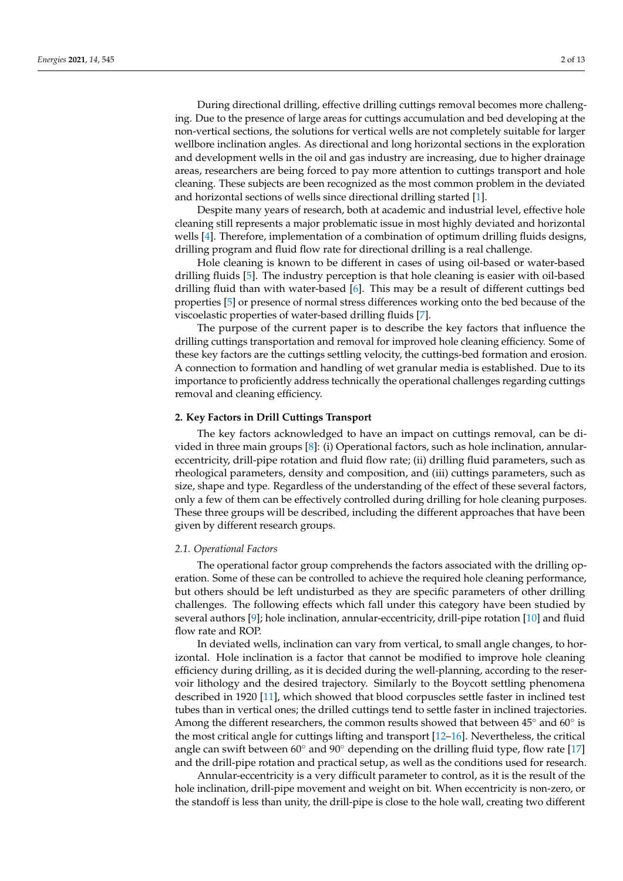During directional drilling, effective drilling cuttings removal becomes more challenging. Due to the presence of large areas for cuttings accumulation and bed developing at the non-vertical sections, the solutions for vertical wells are not completely suitable for larger wellbore inclination angles. As directional and long horizontal sections in the exploration and development wells in the oil and gas industry are increasing, due to higher drainage areas, researchers are being forced to pay more attention to cuttings transport and hole cleaning. These subjects are been recognized as the most common problem in the deviated and horizontal sections of wells since directional drilling started [1].

Despite many years of research, both at academic and industrial level, effective hole cleaning still represents a major problematic issue in most highly deviated and horizontal wells [4]. Therefore, implementation of a combination of optimum drilling fluids designs, drilling program and fluid flow rate for directional drilling is a real challenge.

Hole cleaning is known to be different in cases of using oil-based or water-based drilling fluids [5]. The industry perception is that hole cleaning is easier with oil-based drilling fluid than with water-based [6]. This may be a result of different cuttings bed properties [5] or presence of normal stress differences working onto the bed because of the viscoelastic properties of water-based drilling fluids [7].

The purpose of the current paper is to describe the key factors that influence the drilling cuttings transportation and removal for improved hole cleaning efficiency. Some of these key factors are the cuttings settling velocity, the cuttings-bed formation and erosion. A connection to formation and handling of wet granular media is established. Due to its importance to proficiently address technically the operational challenges regarding cuttings removal and cleaning efficiency.

## 2. Key Factors in Drill Cuttings Transport

The key factors acknowledged to have an impact on cuttings removal, can be divided in three main groups [8]: (i) Operational factors, such as hole inclination, annular-eccentricity, drill-pipe rotation and fluid flow rate; (ii) drilling fluid parameters, such as rheological parameters, density and composition, and (iii) cuttings parameters, such as size, shape and type. Regardless of the understanding of the effect of these several factors, only a few of them can be effectively controlled during drilling for hole cleaning purposes. These three groups will be described, including the different approaches that have been given by different research groups.

### *2.1. Operational Factors*

The operational factor group comprehends the factors associated with the drilling operation. Some of these can be controlled to achieve the required hole cleaning performance, but others should be left undisturbed as they are specific parameters of other drilling challenges. The following effects which fall under this category have been studied by several authors [9]; hole inclination, annular-eccentricity, drill-pipe rotation [10] and fluid flow rate and ROP.

In deviated wells, inclination can vary from vertical, to small angle changes, to horizontal. Hole inclination is a factor that cannot be modified to improve hole cleaning efficiency during drilling, as it is decided during the well-planning, according to the reservoir lithology and the desired trajectory. Similarly to the Boycott settling phenomena described in 1920 [11], which showed that blood corpuscles settle faster in inclined test tubes than in vertical ones; the drilled cuttings tend to settle faster in inclined trajectories. Among the different researchers, the common results showed that between 45° and 60° is the most critical angle for cuttings lifting and transport [12–16]. Nevertheless, the critical angle can swift between 60° and 90° depending on the drilling fluid type, flow rate [17] and the drill-pipe rotation and practical setup, as well as the conditions used for research.

Annular-eccentricity is a very difficult parameter to control, as it is the result of the hole inclination, drill-pipe movement and weight on bit. When eccentricity is non-zero, or the standoff is less than unity, the drill-pipe is close to the hole wall, creating two different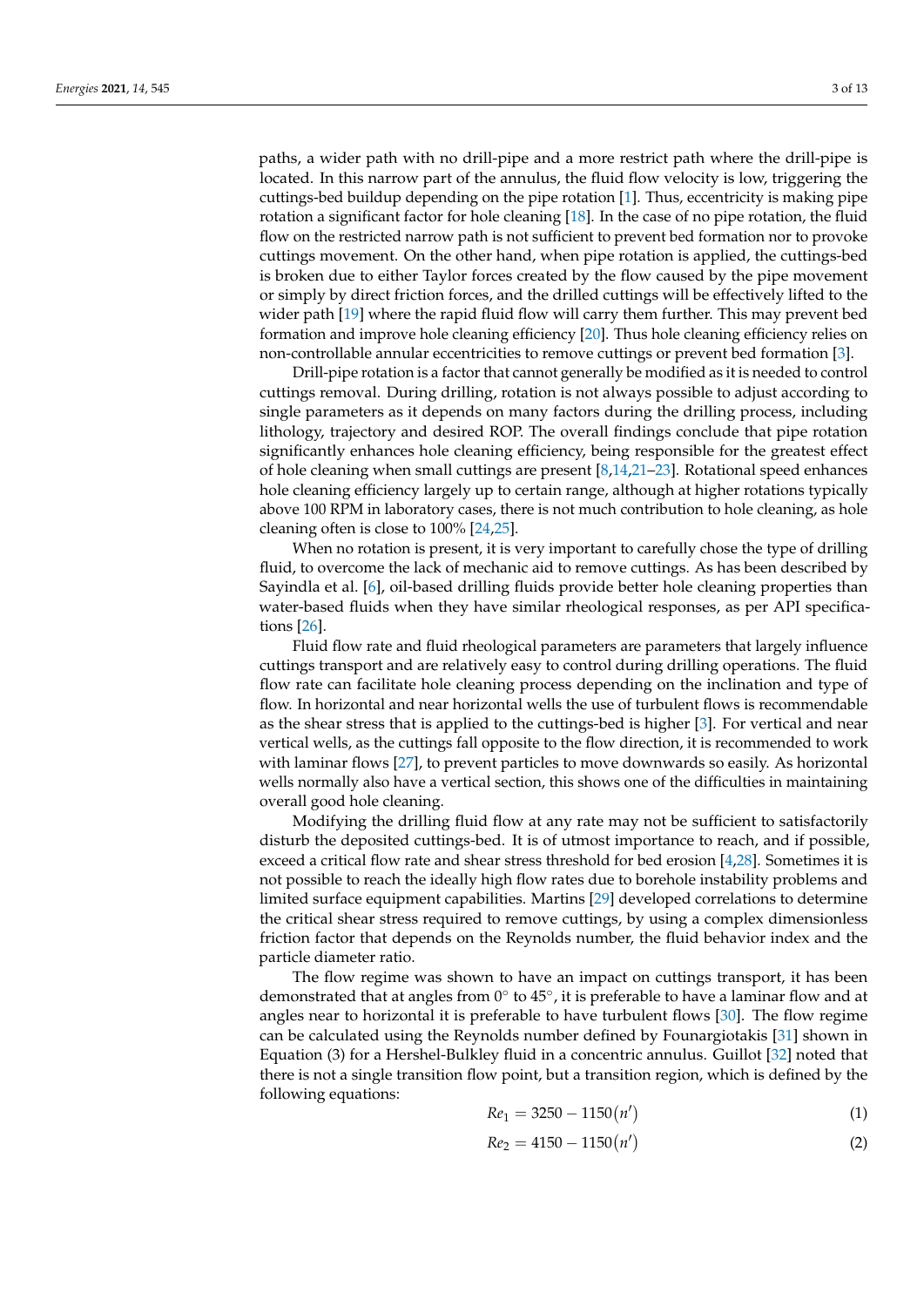paths, a wider path with no drill-pipe and a more restrict path where the drill-pipe is located. In this narrow part of the annulus, the fluid flow velocity is low, triggering the cuttings-bed buildup depending on the pipe rotation [1]. Thus, eccentricity is making pipe rotation a significant factor for hole cleaning [18]. In the case of no pipe rotation, the fluid flow on the restricted narrow path is not sufficient to prevent bed formation nor to provoke cuttings movement. On the other hand, when pipe rotation is applied, the cuttings-bed is broken due to either Taylor forces created by the flow caused by the pipe movement or simply by direct friction forces, and the drilled cuttings will be effectively lifted to the wider path [19] where the rapid fluid flow will carry them further. This may prevent bed formation and improve hole cleaning efficiency [20]. Thus hole cleaning efficiency relies on non-controllable annular eccentricities to remove cuttings or prevent bed formation [3].

Drill-pipe rotation is a factor that cannot generally be modified as it is needed to control cuttings removal. During drilling, rotation is not always possible to adjust according to single parameters as it depends on many factors during the drilling process, including lithology, trajectory and desired ROP. The overall findings conclude that pipe rotation significantly enhances hole cleaning efficiency, being responsible for the greatest effect of hole cleaning when small cuttings are present [8,14,21–23]. Rotational speed enhances hole cleaning efficiency largely up to certain range, although at higher rotations typically above 100 RPM in laboratory cases, there is not much contribution to hole cleaning, as hole cleaning often is close to 100% [24,25].

When no rotation is present, it is very important to carefully chose the type of drilling fluid, to overcome the lack of mechanic aid to remove cuttings. As has been described by Sayindla et al. [6], oil-based drilling fluids provide better hole cleaning properties than water-based fluids when they have similar rheological responses, as per API specifications [26].

Fluid flow rate and fluid rheological parameters are parameters that largely influence cuttings transport and are relatively easy to control during drilling operations. The fluid flow rate can facilitate hole cleaning process depending on the inclination and type of flow. In horizontal and near horizontal wells the use of turbulent flows is recommendable as the shear stress that is applied to the cuttings-bed is higher [3]. For vertical and near vertical wells, as the cuttings fall opposite to the flow direction, it is recommended to work with laminar flows [27], to prevent particles to move downwards so easily. As horizontal wells normally also have a vertical section, this shows one of the difficulties in maintaining overall good hole cleaning.

Modifying the drilling fluid flow at any rate may not be sufficient to satisfactorily disturb the deposited cuttings-bed. It is of utmost importance to reach, and if possible, exceed a critical flow rate and shear stress threshold for bed erosion [4,28]. Sometimes it is not possible to reach the ideally high flow rates due to borehole instability problems and limited surface equipment capabilities. Martins [29] developed correlations to determine the critical shear stress required to remove cuttings, by using a complex dimensionless friction factor that depends on the Reynolds number, the fluid behavior index and the particle diameter ratio.

The flow regime was shown to have an impact on cuttings transport, it has been demonstrated that at angles from 0° to 45°, it is preferable to have a laminar flow and at angles near to horizontal it is preferable to have turbulent flows [30]. The flow regime can be calculated using the Reynolds number defined by Founargiotakis [31] shown in Equation (3) for a Hershel-Bulkley fluid in a concentric annulus. Guillot [32] noted that there is not a single transition flow point, but a transition region, which is defined by the following equations:

$$Re_1 = 3250 - 1150(n') \tag{1}$$

$$Re_2 = 4150 - 1150(n') \tag{2}$$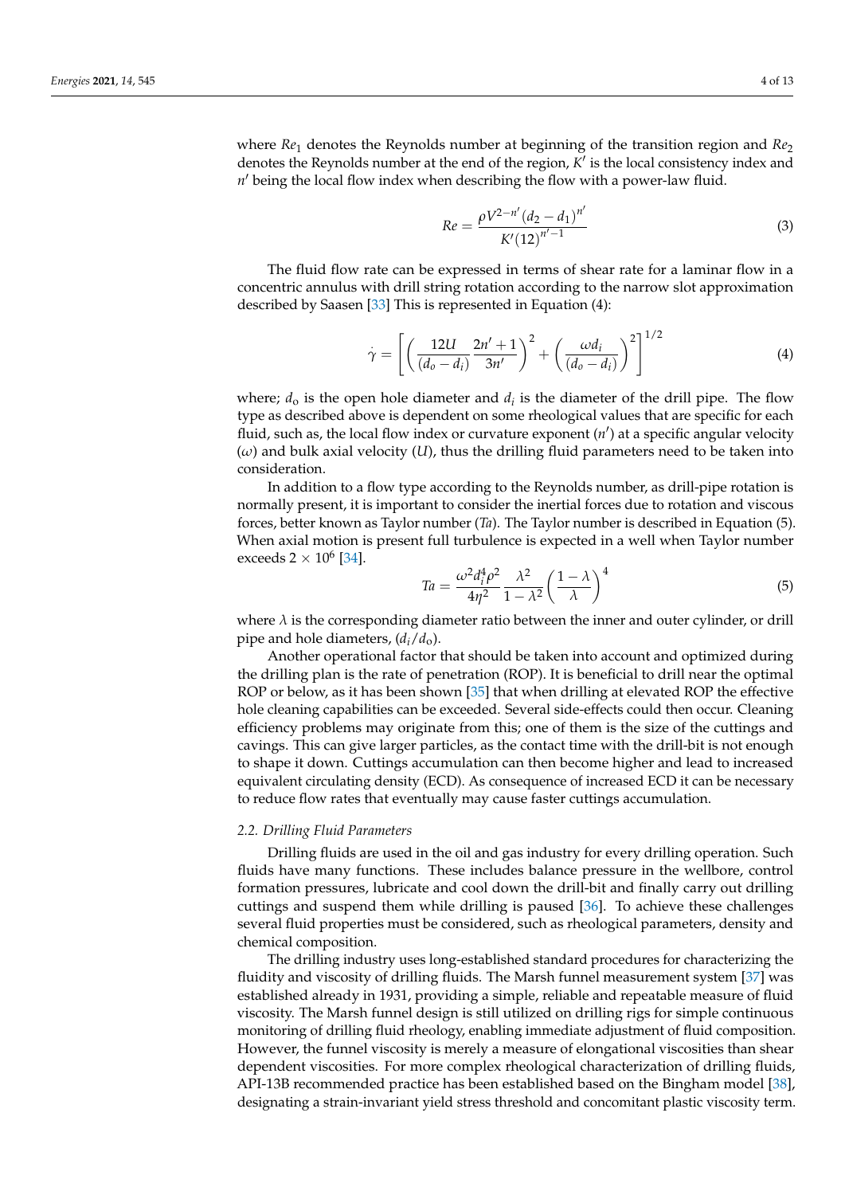where $Re_1$ denotes the Reynolds number at beginning of the transition region and $Re_2$ denotes the Reynolds number at the end of the region, $K'$ is the local consistency index and $n'$ being the local flow index when describing the flow with a power-law fluid.

$$Re = \frac{\rho V^{2-n'}(d_2 - d_1)^{n'}}{K'(12)^{n'-1}} \tag{3}$$

The fluid flow rate can be expressed in terms of shear rate for a laminar flow in a concentric annulus with drill string rotation according to the narrow slot approximation described by Saasen [33] This is represented in Equation (4):

$$\dot{\gamma} = \left[ \left( \frac{12U}{(d_o - d_i)} \frac{2n' + 1}{3n'} \right)^2 + \left( \frac{\omega d_i}{(d_o - d_i)} \right)^2 \right]^{1/2} \tag{4}$$

where; $d_o$ is the open hole diameter and $d_i$ is the diameter of the drill pipe. The flow type as described above is dependent on some rheological values that are specific for each fluid, such as, the local flow index or curvature exponent ($n'$) at a specific angular velocity ($\omega$) and bulk axial velocity ($U$), thus the drilling fluid parameters need to be taken into consideration.

In addition to a flow type according to the Reynolds number, as drill-pipe rotation is normally present, it is important to consider the inertial forces due to rotation and viscous forces, better known as Taylor number (*Ta*). The Taylor number is described in Equation (5). When axial motion is present full turbulence is expected in a well when Taylor number exceeds $2 \times 10^6$ [34].

$$Ta = \frac{\omega^2 d_i^4 \rho^2}{4\eta^2} \frac{\lambda^2}{1 - \lambda^2} \left( \frac{1 - \lambda}{\lambda} \right)^4 \tag{5}$$

where $\lambda$ is the corresponding diameter ratio between the inner and outer cylinder, or drill pipe and hole diameters, ($d_i/d_o$).

Another operational factor that should be taken into account and optimized during the drilling plan is the rate of penetration (ROP). It is beneficial to drill near the optimal ROP or below, as it has been shown [35] that when drilling at elevated ROP the effective hole cleaning capabilities can be exceeded. Several side-effects could then occur. Cleaning efficiency problems may originate from this; one of them is the size of the cuttings and cavings. This can give larger particles, as the contact time with the drill-bit is not enough to shape it down. Cuttings accumulation can then become higher and lead to increased equivalent circulating density (ECD). As consequence of increased ECD it can be necessary to reduce flow rates that eventually may cause faster cuttings accumulation.

### 2.2. Drilling Fluid Parameters

Drilling fluids are used in the oil and gas industry for every drilling operation. Such fluids have many functions. These includes balance pressure in the wellbore, control formation pressures, lubricate and cool down the drill-bit and finally carry out drilling cuttings and suspend them while drilling is paused [36]. To achieve these challenges several fluid properties must be considered, such as rheological parameters, density and chemical composition.

The drilling industry uses long-established standard procedures for characterizing the fluidity and viscosity of drilling fluids. The Marsh funnel measurement system [37] was established already in 1931, providing a simple, reliable and repeatable measure of fluid viscosity. The Marsh funnel design is still utilized on drilling rigs for simple continuous monitoring of drilling fluid rheology, enabling immediate adjustment of fluid composition. However, the funnel viscosity is merely a measure of elongational viscosities than shear dependent viscosities. For more complex rheological characterization of drilling fluids, API-13B recommended practice has been established based on the Bingham model [38], designating a strain-invariant yield stress threshold and concomitant plastic viscosity term.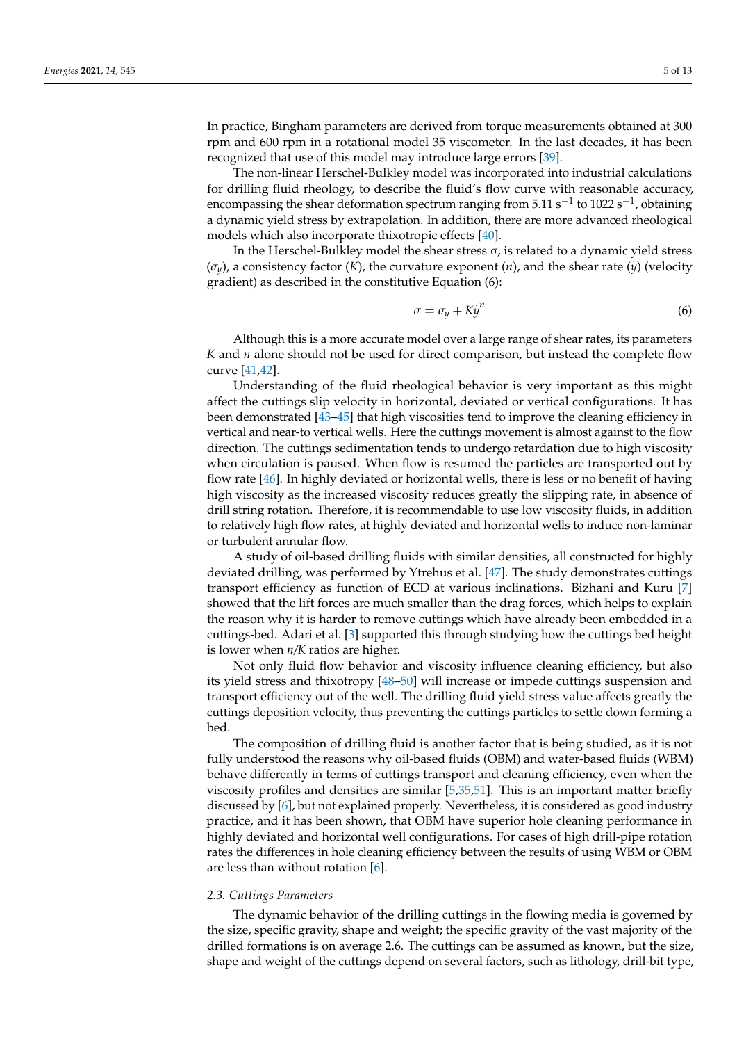In practice, Bingham parameters are derived from torque measurements obtained at 300 rpm and 600 rpm in a rotational model 35 viscometer. In the last decades, it has been recognized that use of this model may introduce large errors [39].

The non-linear Herschel-Bulkley model was incorporated into industrial calculations for drilling fluid rheology, to describe the fluid's flow curve with reasonable accuracy, encompassing the shear deformation spectrum ranging from 5.11 $s^{-1}$ to 1022 $s^{-1}$, obtaining a dynamic yield stress by extrapolation. In addition, there are more advanced rheological models which also incorporate thixotropic effects [40].

In the Herschel-Bulkley model the shear stress σ, is related to a dynamic yield stress ($\sigma_y$), a consistency factor ($K$), the curvature exponent ($n$), and the shear rate ($\dot{y}$) (velocity gradient) as described in the constitutive Equation (6):

$$\sigma = \sigma_y + K\dot{y}^n \tag{6}$$

Although this is a more accurate model over a large range of shear rates, its parameters $K$ and $n$ alone should not be used for direct comparison, but instead the complete flow curve [41,42].

Understanding of the fluid rheological behavior is very important as this might affect the cuttings slip velocity in horizontal, deviated or vertical configurations. It has been demonstrated [43–45] that high viscosities tend to improve the cleaning efficiency in vertical and near-to vertical wells. Here the cuttings movement is almost against to the flow direction. The cuttings sedimentation tends to undergo retardation due to high viscosity when circulation is paused. When flow is resumed the particles are transported out by flow rate [46]. In highly deviated or horizontal wells, there is less or no benefit of having high viscosity as the increased viscosity reduces greatly the slipping rate, in absence of drill string rotation. Therefore, it is recommendable to use low viscosity fluids, in addition to relatively high flow rates, at highly deviated and horizontal wells to induce non-laminar or turbulent annular flow.

A study of oil-based drilling fluids with similar densities, all constructed for highly deviated drilling, was performed by Ytrehus et al. [47]. The study demonstrates cuttings transport efficiency as function of ECD at various inclinations. Bizhani and Kuru [7] showed that the lift forces are much smaller than the drag forces, which helps to explain the reason why it is harder to remove cuttings which have already been embedded in a cuttings-bed. Adari et al. [3] supported this through studying how the cuttings bed height is lower when $n/K$ ratios are higher.

Not only fluid flow behavior and viscosity influence cleaning efficiency, but also its yield stress and thixotropy [48–50] will increase or impede cuttings suspension and transport efficiency out of the well. The drilling fluid yield stress value affects greatly the cuttings deposition velocity, thus preventing the cuttings particles to settle down forming a bed.

The composition of drilling fluid is another factor that is being studied, as it is not fully understood the reasons why oil-based fluids (OBM) and water-based fluids (WBM) behave differently in terms of cuttings transport and cleaning efficiency, even when the viscosity profiles and densities are similar [5,35,51]. This is an important matter briefly discussed by [6], but not explained properly. Nevertheless, it is considered as good industry practice, and it has been shown, that OBM have superior hole cleaning performance in highly deviated and horizontal well configurations. For cases of high drill-pipe rotation rates the differences in hole cleaning efficiency between the results of using WBM or OBM are less than without rotation [6].

### 2.3. Cuttings Parameters

The dynamic behavior of the drilling cuttings in the flowing media is governed by the size, specific gravity, shape and weight; the specific gravity of the vast majority of the drilled formations is on average 2.6. The cuttings can be assumed as known, but the size, shape and weight of the cuttings depend on several factors, such as lithology, drill-bit type,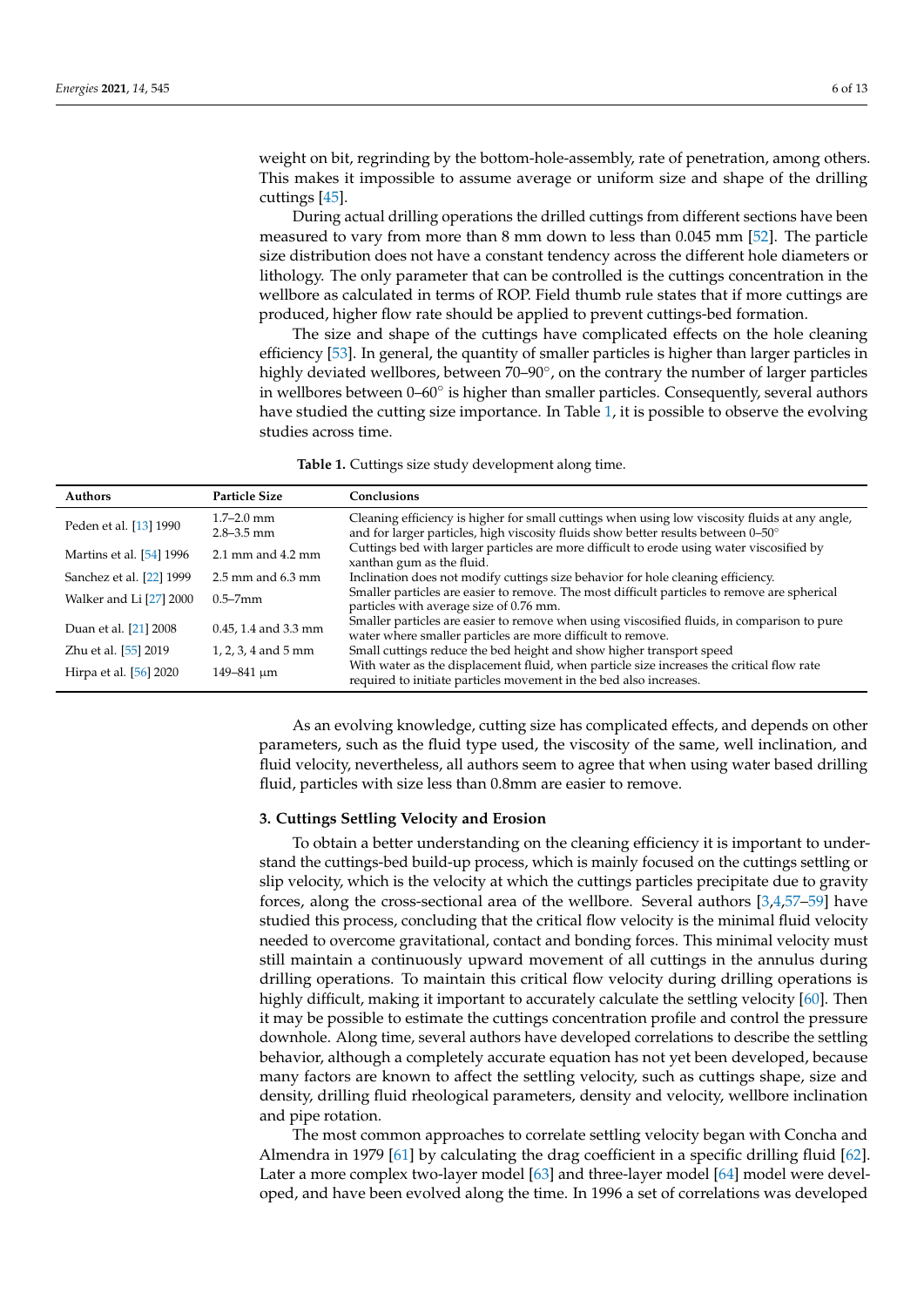weight on bit, regrinding by the bottom-hole-assembly, rate of penetration, among others. This makes it impossible to assume average or uniform size and shape of the drilling cuttings [45].

During actual drilling operations the drilled cuttings from different sections have been measured to vary from more than 8 mm down to less than 0.045 mm [52]. The particle size distribution does not have a constant tendency across the different hole diameters or lithology. The only parameter that can be controlled is the cuttings concentration in the wellbore as calculated in terms of ROP. Field thumb rule states that if more cuttings are produced, higher flow rate should be applied to prevent cuttings-bed formation.

The size and shape of the cuttings have complicated effects on the hole cleaning efficiency [53]. In general, the quantity of smaller particles is higher than larger particles in highly deviated wellbores, between 70–90°, on the contrary the number of larger particles in wellbores between 0–60° is higher than smaller particles. Consequently, several authors have studied the cutting size importance. In Table 1, it is possible to observe the evolving studies across time.

**Table 1.** Cuttings size study development along time.

| Authors | Particle Size | Conclusions |
| --- | --- | --- |
| Peden et al. [13] 1990 | 1.7–2.0 mm<br>2.8–3.5 mm | Cleaning efficiency is higher for small cuttings when using low viscosity fluids at any angle, and for larger particles, high viscosity fluids show better results between 0–50° |
| Martins et al. [54] 1996 | 2.1 mm and 4.2 mm | Cuttings bed with larger particles are more difficult to erode using water viscosified by xanthan gum as the fluid. |
| Sanchez et al. [22] 1999 | 2.5 mm and 6.3 mm | Inclination does not modify cuttings size behavior for hole cleaning efficiency. |
| Walker and Li [27] 2000 | 0.5–7mm | Smaller particles are easier to remove. The most difficult particles to remove are spherical particles with average size of 0.76 mm. |
| Duan et al. [21] 2008 | 0.45, 1.4 and 3.3 mm | Smaller particles are easier to remove when using viscosified fluids, in comparison to pure water where smaller particles are more difficult to remove. |
| Zhu et al. [55] 2019 | 1, 2, 3, 4 and 5 mm | Small cuttings reduce the bed height and show higher transport speed |
| Hirpa et al. [56] 2020 | 149–841 μm | With water as the displacement fluid, when particle size increases the critical flow rate required to initiate particles movement in the bed also increases. |

As an evolving knowledge, cutting size has complicated effects, and depends on other parameters, such as the fluid type used, the viscosity of the same, well inclination, and fluid velocity, nevertheless, all authors seem to agree that when using water based drilling fluid, particles with size less than 0.8mm are easier to remove.

### 3. Cuttings Settling Velocity and Erosion

To obtain a better understanding on the cleaning efficiency it is important to understand the cuttings-bed build-up process, which is mainly focused on the cuttings settling or slip velocity, which is the velocity at which the cuttings particles precipitate due to gravity forces, along the cross-sectional area of the wellbore. Several authors [3,4,57–59] have studied this process, concluding that the critical flow velocity is the minimal fluid velocity needed to overcome gravitational, contact and bonding forces. This minimal velocity must still maintain a continuously upward movement of all cuttings in the annulus during drilling operations. To maintain this critical flow velocity during drilling operations is highly difficult, making it important to accurately calculate the settling velocity [60]. Then it may be possible to estimate the cuttings concentration profile and control the pressure downhole. Along time, several authors have developed correlations to describe the settling behavior, although a completely accurate equation has not yet been developed, because many factors are known to affect the settling velocity, such as cuttings shape, size and density, drilling fluid rheological parameters, density and velocity, wellbore inclination and pipe rotation.

The most common approaches to correlate settling velocity began with Concha and Almendra in 1979 [61] by calculating the drag coefficient in a specific drilling fluid [62]. Later a more complex two-layer model [63] and three-layer model [64] model were developed, and have been evolved along the time. In 1996 a set of correlations was developed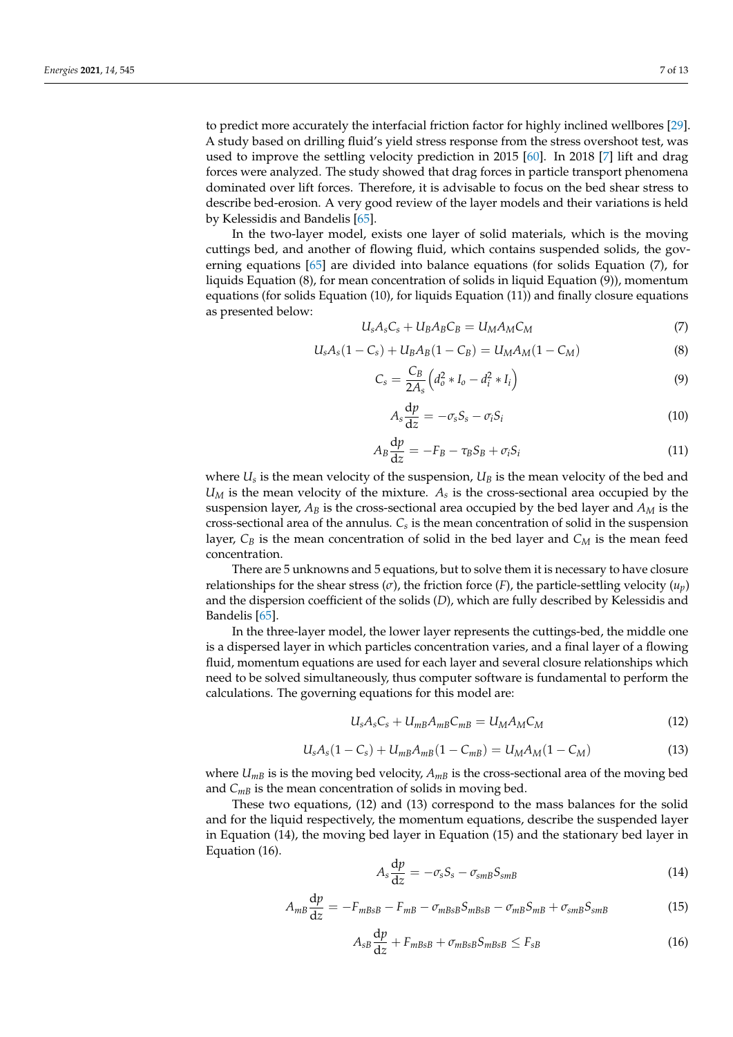to predict more accurately the interfacial friction factor for highly inclined wellbores [29]. A study based on drilling fluid's yield stress response from the stress overshoot test, was used to improve the settling velocity prediction in 2015 [60]. In 2018 [7] lift and drag forces were analyzed. The study showed that drag forces in particle transport phenomena dominated over lift forces. Therefore, it is advisable to focus on the bed shear stress to describe bed-erosion. A very good review of the layer models and their variations is held by Kelessidis and Bandelis [65].

In the two-layer model, exists one layer of solid materials, which is the moving cuttings bed, and another of flowing fluid, which contains suspended solids, the governing equations [65] are divided into balance equations (for solids Equation (7), for liquids Equation (8), for mean concentration of solids in liquid Equation (9)), momentum equations (for solids Equation (10), for liquids Equation (11)) and finally closure equations as presented below:

$$U_s A_s C_s + U_B A_B C_B = U_M A_M C_M \tag{7}$$

$$U_s A_s (1 - C_s) + U_B A_B (1 - C_B) = U_M A_M (1 - C_M) \tag{8}$$

$$C_s = \frac{C_B}{2A_s}\left(d_o^2 * I_o - d_i^2 * I_i\right) \tag{9}$$

$$A_s \frac{\mathrm{d}p}{\mathrm{d}z} = -\sigma_s S_s - \sigma_i S_i \tag{10}$$

$$A_B \frac{\mathrm{d}p}{\mathrm{d}z} = -F_B - \tau_B S_B + \sigma_i S_i \tag{11}$$

where $U_s$ is the mean velocity of the suspension, $U_B$ is the mean velocity of the bed and $U_M$ is the mean velocity of the mixture. $A_s$ is the cross-sectional area occupied by the suspension layer, $A_B$ is the cross-sectional area occupied by the bed layer and $A_M$ is the cross-sectional area of the annulus. $C_s$ is the mean concentration of solid in the suspension layer, $C_B$ is the mean concentration of solid in the bed layer and $C_M$ is the mean feed concentration.

There are 5 unknowns and 5 equations, but to solve them it is necessary to have closure relationships for the shear stress ($\sigma$), the friction force ($F$), the particle-settling velocity ($u_p$) and the dispersion coefficient of the solids ($D$), which are fully described by Kelessidis and Bandelis [65].

In the three-layer model, the lower layer represents the cuttings-bed, the middle one is a dispersed layer in which particles concentration varies, and a final layer of a flowing fluid, momentum equations are used for each layer and several closure relationships which need to be solved simultaneously, thus computer software is fundamental to perform the calculations. The governing equations for this model are:

$$U_s A_s C_s + U_{mB} A_{mB} C_{mB} = U_M A_M C_M \tag{12}$$

$$U_s A_s (1 - C_s) + U_{mB} A_{mB} (1 - C_{mB}) = U_M A_M (1 - C_M) \tag{13}$$

where $U_{mB}$ is is the moving bed velocity, $A_{mB}$ is the cross-sectional area of the moving bed and $C_{mB}$ is the mean concentration of solids in moving bed.

These two equations, (12) and (13) correspond to the mass balances for the solid and for the liquid respectively, the momentum equations, describe the suspended layer in Equation (14), the moving bed layer in Equation (15) and the stationary bed layer in Equation (16).

$$A_s \frac{\mathrm{d}p}{\mathrm{d}z} = -\sigma_s S_s - \sigma_{smB} S_{smB} \tag{14}$$

$$A_{mB} \frac{\mathrm{d}p}{\mathrm{d}z} = -F_{mBsB} - F_{mB} - \sigma_{mBsB} S_{mBsB} - \sigma_{mB} S_{mB} + \sigma_{smB} S_{smB} \tag{15}$$

$$A_{sB} \frac{\mathrm{d}p}{\mathrm{d}z} + F_{mBsB} + \sigma_{mBsB} S_{mBsB} \leq F_{sB} \tag{16}$$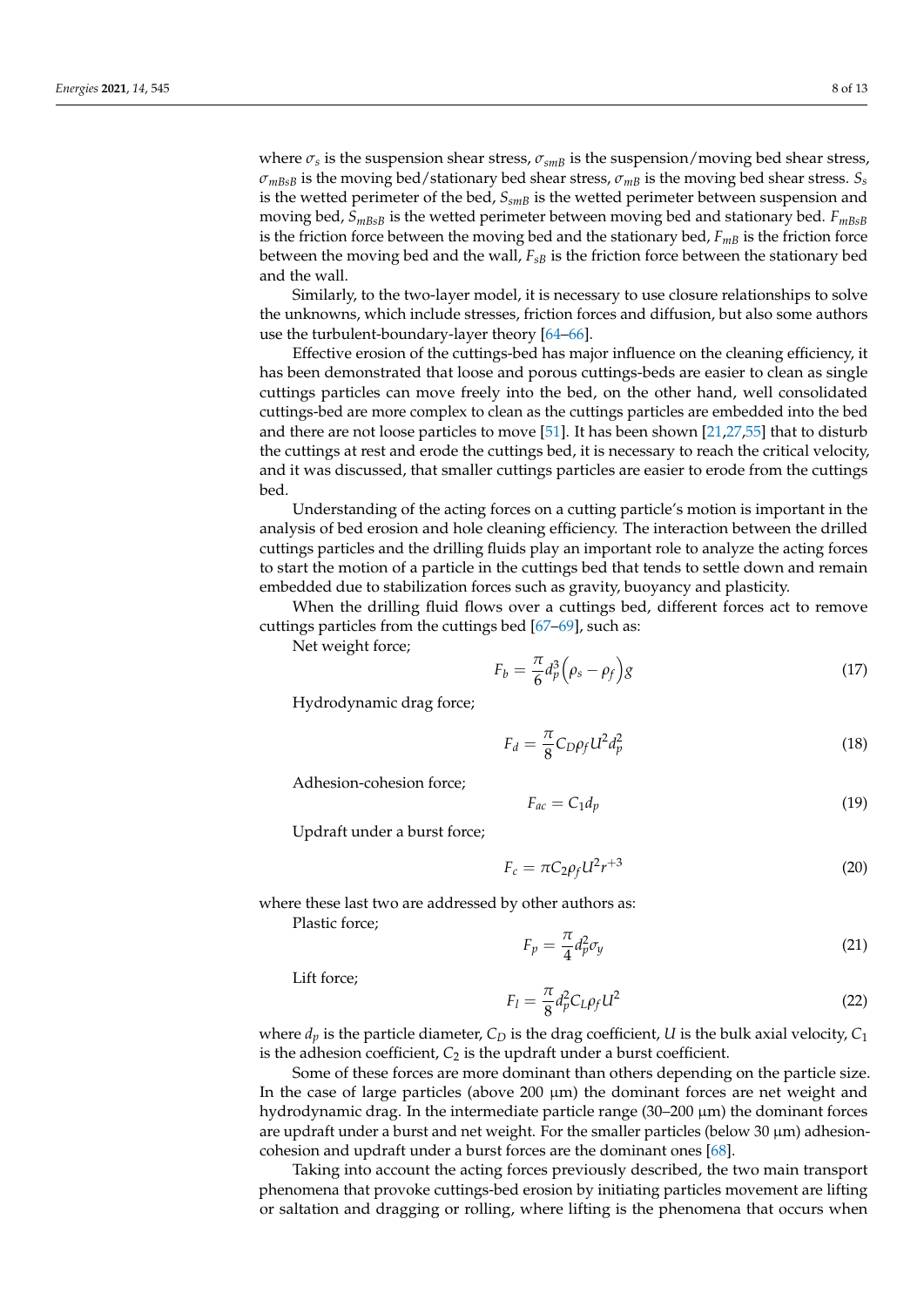where $\sigma_s$ is the suspension shear stress, $\sigma_{smB}$ is the suspension/moving bed shear stress, $\sigma_{mBsB}$ is the moving bed/stationary bed shear stress, $\sigma_{mB}$ is the moving bed shear stress. $S_s$ is the wetted perimeter of the bed, $S_{smB}$ is the wetted perimeter between suspension and moving bed, $S_{mBsB}$ is the wetted perimeter between moving bed and stationary bed. $F_{mBsB}$ is the friction force between the moving bed and the stationary bed, $F_{mB}$ is the friction force between the moving bed and the wall, $F_{sB}$ is the friction force between the stationary bed and the wall.

Similarly, to the two-layer model, it is necessary to use closure relationships to solve the unknowns, which include stresses, friction forces and diffusion, but also some authors use the turbulent-boundary-layer theory [64–66].

Effective erosion of the cuttings-bed has major influence on the cleaning efficiency, it has been demonstrated that loose and porous cuttings-beds are easier to clean as single cuttings particles can move freely into the bed, on the other hand, well consolidated cuttings-bed are more complex to clean as the cuttings particles are embedded into the bed and there are not loose particles to move [51]. It has been shown [21,27,55] that to disturb the cuttings at rest and erode the cuttings bed, it is necessary to reach the critical velocity, and it was discussed, that smaller cuttings particles are easier to erode from the cuttings bed.

Understanding of the acting forces on a cutting particle's motion is important in the analysis of bed erosion and hole cleaning efficiency. The interaction between the drilled cuttings particles and the drilling fluids play an important role to analyze the acting forces to start the motion of a particle in the cuttings bed that tends to settle down and remain embedded due to stabilization forces such as gravity, buoyancy and plasticity.

When the drilling fluid flows over a cuttings bed, different forces act to remove cuttings particles from the cuttings bed [67–69], such as:

Net weight force;

$$F_b = \frac{\pi}{6} d_p^3 \left(\rho_s - \rho_f\right) g \tag{17}$$

Hydrodynamic drag force;

$$F_d = \frac{\pi}{8} C_D \rho_f U^2 d_p^2 \tag{18}$$

Adhesion-cohesion force;

$$F_{ac} = C_1 d_p \tag{19}$$

Updraft under a burst force;

$$F_c = \pi C_2 \rho_f U^2 r^{+3} \tag{20}$$

where these last two are addressed by other authors as:

Plastic force;

$$F_p = \frac{\pi}{4} d_p^2 \sigma_y \tag{21}$$

Lift force;

$$F_l = \frac{\pi}{8} d_p^2 C_L \rho_f U^2 \tag{22}$$

where $d_p$ is the particle diameter, $C_D$ is the drag coefficient, $U$ is the bulk axial velocity, $C_1$ is the adhesion coefficient, $C_2$ is the updraft under a burst coefficient.

Some of these forces are more dominant than others depending on the particle size. In the case of large particles (above 200 μm) the dominant forces are net weight and hydrodynamic drag. In the intermediate particle range (30–200 μm) the dominant forces are updraft under a burst and net weight. For the smaller particles (below 30 μm) adhesion-cohesion and updraft under a burst forces are the dominant ones [68].

Taking into account the acting forces previously described, the two main transport phenomena that provoke cuttings-bed erosion by initiating particles movement are lifting or saltation and dragging or rolling, where lifting is the phenomena that occurs when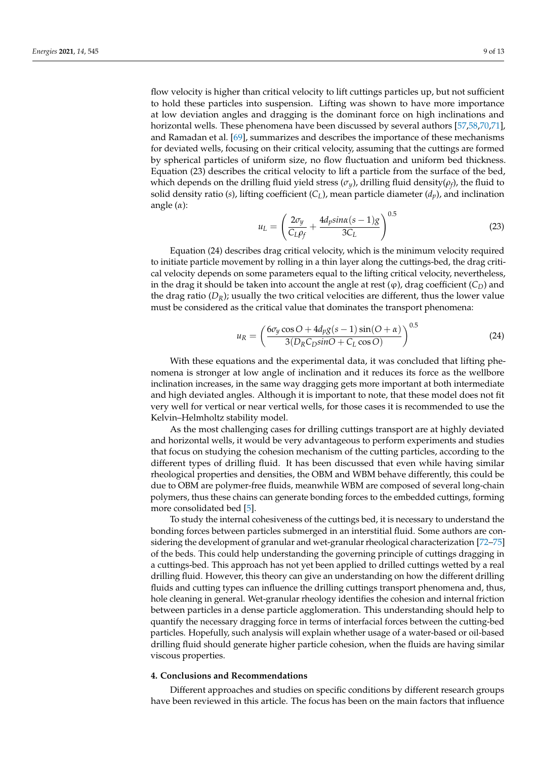flow velocity is higher than critical velocity to lift cuttings particles up, but not sufficient to hold these particles into suspension. Lifting was shown to have more importance at low deviation angles and dragging is the dominant force on high inclinations and horizontal wells. These phenomena have been discussed by several authors [57,58,70,71], and Ramadan et al. [69], summarizes and describes the importance of these mechanisms for deviated wells, focusing on their critical velocity, assuming that the cuttings are formed by spherical particles of uniform size, no flow fluctuation and uniform bed thickness. Equation (23) describes the critical velocity to lift a particle from the surface of the bed, which depends on the drilling fluid yield stress ($\sigma_y$), drilling fluid density($\rho_f$), the fluid to solid density ratio ($s$), lifting coefficient ($C_L$), mean particle diameter ($d_p$), and inclination angle ($\alpha$):

$$u_L = \left( \frac{2\sigma_y}{C_L \rho_f} + \frac{4d_p sin\alpha(s-1)g}{3C_L} \right)^{0.5} \tag{23}$$

Equation (24) describes drag critical velocity, which is the minimum velocity required to initiate particle movement by rolling in a thin layer along the cuttings-bed, the drag critical velocity depends on some parameters equal to the lifting critical velocity, nevertheless, in the drag it should be taken into account the angle at rest ($\varphi$), drag coefficient ($C_D$) and the drag ratio ($D_R$); usually the two critical velocities are different, thus the lower value must be considered as the critical value that dominates the transport phenomena:

$$u_R = \left( \frac{6\sigma_y \cos O + 4d_p g(s-1)\sin(O+\alpha)}{3(D_R C_D sinO + C_L \cos O)} \right)^{0.5} \tag{24}$$

With these equations and the experimental data, it was concluded that lifting phenomena is stronger at low angle of inclination and it reduces its force as the wellbore inclination increases, in the same way dragging gets more important at both intermediate and high deviated angles. Although it is important to note, that these model does not fit very well for vertical or near vertical wells, for those cases it is recommended to use the Kelvin–Helmholtz stability model.

As the most challenging cases for drilling cuttings transport are at highly deviated and horizontal wells, it would be very advantageous to perform experiments and studies that focus on studying the cohesion mechanism of the cutting particles, according to the different types of drilling fluid. It has been discussed that even while having similar rheological properties and densities, the OBM and WBM behave differently, this could be due to OBM are polymer-free fluids, meanwhile WBM are composed of several long-chain polymers, thus these chains can generate bonding forces to the embedded cuttings, forming more consolidated bed [5].

To study the internal cohesiveness of the cuttings bed, it is necessary to understand the bonding forces between particles submerged in an interstitial fluid. Some authors are considering the development of granular and wet-granular rheological characterization [72–75] of the beds. This could help understanding the governing principle of cuttings dragging in a cuttings-bed. This approach has not yet been applied to drilled cuttings wetted by a real drilling fluid. However, this theory can give an understanding on how the different drilling fluids and cutting types can influence the drilling cuttings transport phenomena and, thus, hole cleaning in general. Wet-granular rheology identifies the cohesion and internal friction between particles in a dense particle agglomeration. This understanding should help to quantify the necessary dragging force in terms of interfacial forces between the cutting-bed particles. Hopefully, such analysis will explain whether usage of a water-based or oil-based drilling fluid should generate higher particle cohesion, when the fluids are having similar viscous properties.

## 4. Conclusions and Recommendations

Different approaches and studies on specific conditions by different research groups have been reviewed in this article. The focus has been on the main factors that influence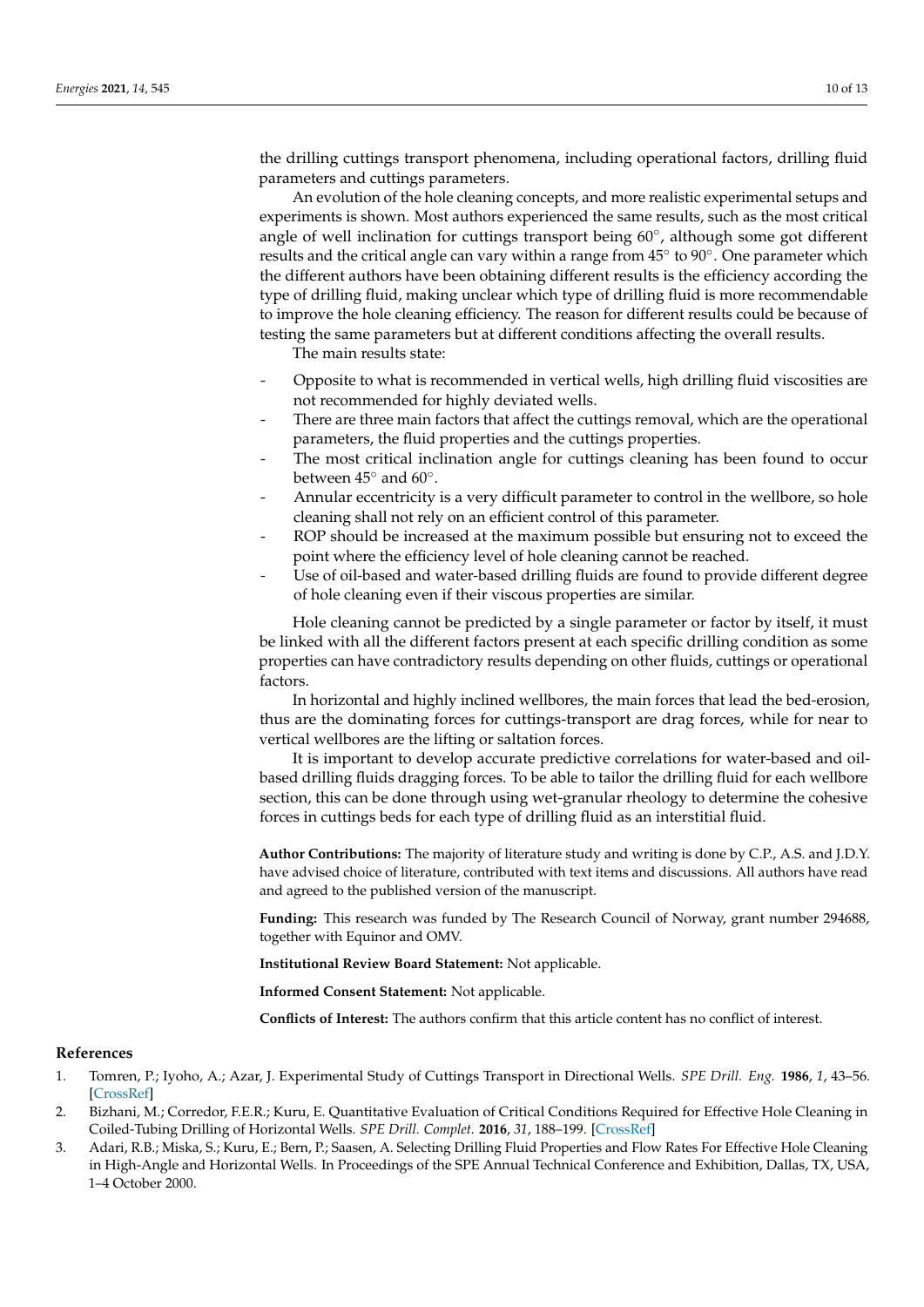the drilling cuttings transport phenomena, including operational factors, drilling fluid parameters and cuttings parameters.

An evolution of the hole cleaning concepts, and more realistic experimental setups and experiments is shown. Most authors experienced the same results, such as the most critical angle of well inclination for cuttings transport being 60°, although some got different results and the critical angle can vary within a range from 45° to 90°. One parameter which the different authors have been obtaining different results is the efficiency according the type of drilling fluid, making unclear which type of drilling fluid is more recommendable to improve the hole cleaning efficiency. The reason for different results could be because of testing the same parameters but at different conditions affecting the overall results.

The main results state:

- Opposite to what is recommended in vertical wells, high drilling fluid viscosities are not recommended for highly deviated wells.
- There are three main factors that affect the cuttings removal, which are the operational parameters, the fluid properties and the cuttings properties.
- The most critical inclination angle for cuttings cleaning has been found to occur between 45° and 60°.
- Annular eccentricity is a very difficult parameter to control in the wellbore, so hole cleaning shall not rely on an efficient control of this parameter.
- ROP should be increased at the maximum possible but ensuring not to exceed the point where the efficiency level of hole cleaning cannot be reached.
- Use of oil-based and water-based drilling fluids are found to provide different degree of hole cleaning even if their viscous properties are similar.

Hole cleaning cannot be predicted by a single parameter or factor by itself, it must be linked with all the different factors present at each specific drilling condition as some properties can have contradictory results depending on other fluids, cuttings or operational factors.

In horizontal and highly inclined wellbores, the main forces that lead the bed-erosion, thus are the dominating forces for cuttings-transport are drag forces, while for near to vertical wellbores are the lifting or saltation forces.

It is important to develop accurate predictive correlations for water-based and oil-based drilling fluids dragging forces. To be able to tailor the drilling fluid for each wellbore section, this can be done through using wet-granular rheology to determine the cohesive forces in cuttings beds for each type of drilling fluid as an interstitial fluid.

**Author Contributions:** The majority of literature study and writing is done by C.P., A.S. and J.D.Y. have advised choice of literature, contributed with text items and discussions. All authors have read and agreed to the published version of the manuscript.

**Funding:** This research was funded by The Research Council of Norway, grant number 294688, together with Equinor and OMV.

**Institutional Review Board Statement:** Not applicable.

**Informed Consent Statement:** Not applicable.

**Conflicts of Interest:** The authors confirm that this article content has no conflict of interest.

## References

1. Tomren, P.; Iyoho, A.; Azar, J. Experimental Study of Cuttings Transport in Directional Wells. *SPE Drill. Eng.* **1986**, *1*, 43–56. [CrossRef]
2. Bizhani, M.; Corredor, F.E.R.; Kuru, E. Quantitative Evaluation of Critical Conditions Required for Effective Hole Cleaning in Coiled-Tubing Drilling of Horizontal Wells. *SPE Drill. Complet.* **2016**, *31*, 188–199. [CrossRef]
3. Adari, R.B.; Miska, S.; Kuru, E.; Bern, P.; Saasen, A. Selecting Drilling Fluid Properties and Flow Rates For Effective Hole Cleaning in High-Angle and Horizontal Wells. In Proceedings of the SPE Annual Technical Conference and Exhibition, Dallas, TX, USA, 1–4 October 2000.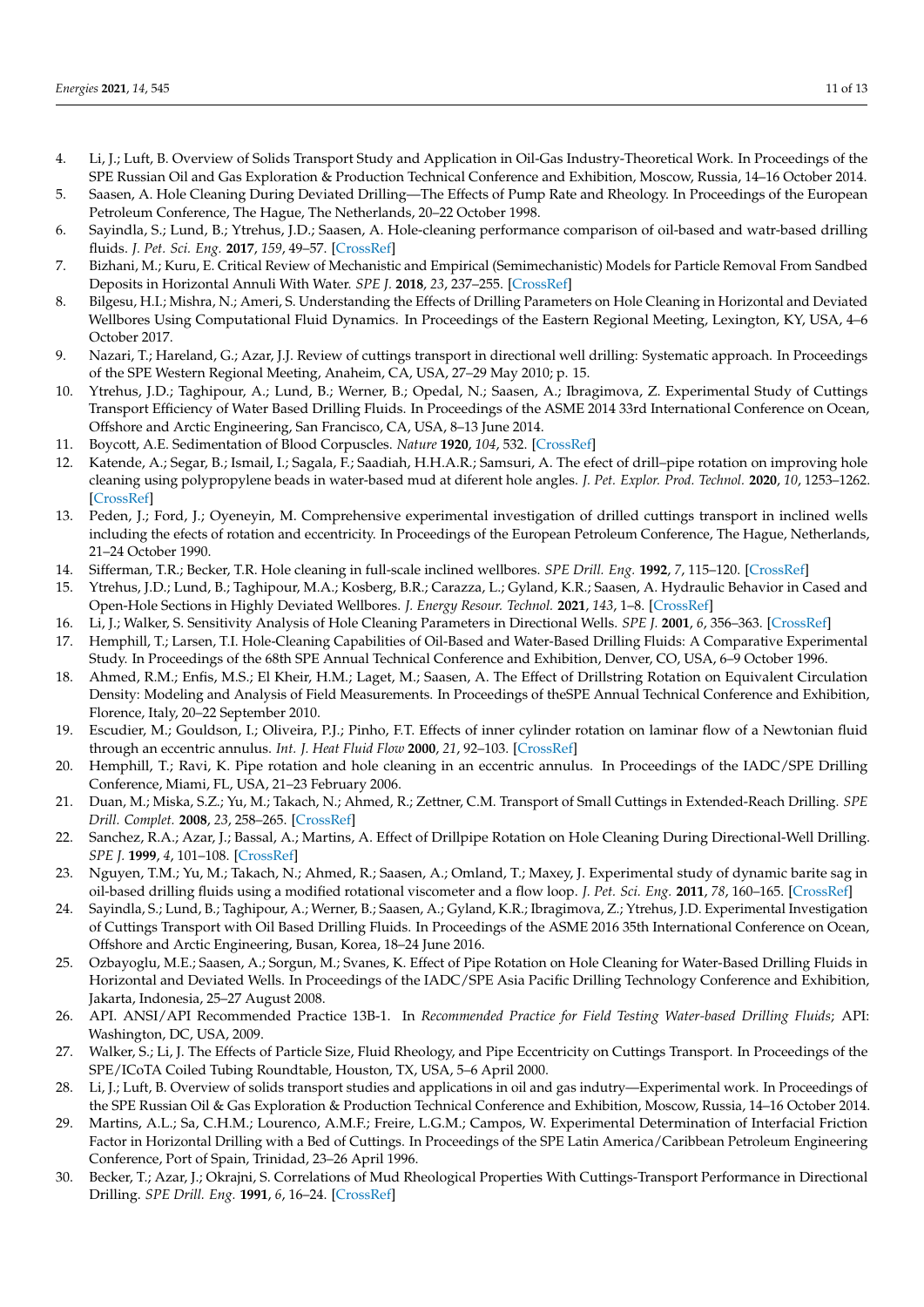4. Li, J.; Luft, B. Overview of Solids Transport Study and Application in Oil-Gas Industry-Theoretical Work. In Proceedings of the SPE Russian Oil and Gas Exploration & Production Technical Conference and Exhibition, Moscow, Russia, 14–16 October 2014.
5. Saasen, A. Hole Cleaning During Deviated Drilling—The Effects of Pump Rate and Rheology. In Proceedings of the European Petroleum Conference, The Hague, The Netherlands, 20–22 October 1998.
6. Sayindla, S.; Lund, B.; Ytrehus, J.D.; Saasen, A. Hole-cleaning performance comparison of oil-based and watr-based drilling fluids. *J. Pet. Sci. Eng.* **2017**, *159*, 49–57. [CrossRef]
7. Bizhani, M.; Kuru, E. Critical Review of Mechanistic and Empirical (Semimechanistic) Models for Particle Removal From Sandbed Deposits in Horizontal Annuli With Water. *SPE J.* **2018**, *23*, 237–255. [CrossRef]
8. Bilgesu, H.I.; Mishra, N.; Ameri, S. Understanding the Effects of Drilling Parameters on Hole Cleaning in Horizontal and Deviated Wellbores Using Computational Fluid Dynamics. In Proceedings of the Eastern Regional Meeting, Lexington, KY, USA, 4–6 October 2017.
9. Nazari, T.; Hareland, G.; Azar, J.J. Review of cuttings transport in directional well drilling: Systematic approach. In Proceedings of the SPE Western Regional Meeting, Anaheim, CA, USA, 27–29 May 2010; p. 15.
10. Ytrehus, J.D.; Taghipour, A.; Lund, B.; Werner, B.; Opedal, N.; Saasen, A.; Ibragimova, Z. Experimental Study of Cuttings Transport Efficiency of Water Based Drilling Fluids. In Proceedings of the ASME 2014 33rd International Conference on Ocean, Offshore and Arctic Engineering, San Francisco, CA, USA, 8–13 June 2014.
11. Boycott, A.E. Sedimentation of Blood Corpuscles. *Nature* **1920**, *104*, 532. [CrossRef]
12. Katende, A.; Segar, B.; Ismail, I.; Sagala, F.; Saadiah, H.H.A.R.; Samsuri, A. The efect of drill–pipe rotation on improving hole cleaning using polypropylene beads in water-based mud at diferent hole angles. *J. Pet. Explor. Prod. Technol.* **2020**, *10*, 1253–1262. [CrossRef]
13. Peden, J.; Ford, J.; Oyeneyin, M. Comprehensive experimental investigation of drilled cuttings transport in inclined wells including the efects of rotation and eccentricity. In Proceedings of the European Petroleum Conference, The Hague, Netherlands, 21–24 October 1990.
14. Sifferman, T.R.; Becker, T.R. Hole cleaning in full-scale inclined wellbores. *SPE Drill. Eng.* **1992**, *7*, 115–120. [CrossRef]
15. Ytrehus, J.D.; Lund, B.; Taghipour, M.A.; Kosberg, B.R.; Carazza, L.; Gyland, K.R.; Saasen, A. Hydraulic Behavior in Cased and Open-Hole Sections in Highly Deviated Wellbores. *J. Energy Resour. Technol.* **2021**, *143*, 1–8. [CrossRef]
16. Li, J.; Walker, S. Sensitivity Analysis of Hole Cleaning Parameters in Directional Wells. *SPE J.* **2001**, *6*, 356–363. [CrossRef]
17. Hemphill, T.; Larsen, T.I. Hole-Cleaning Capabilities of Oil-Based and Water-Based Drilling Fluids: A Comparative Experimental Study. In Proceedings of the 68th SPE Annual Technical Conference and Exhibition, Denver, CO, USA, 6–9 October 1996.
18. Ahmed, R.M.; Enfis, M.S.; El Kheir, H.M.; Laget, M.; Saasen, A. The Effect of Drillstring Rotation on Equivalent Circulation Density: Modeling and Analysis of Field Measurements. In Proceedings of theSPE Annual Technical Conference and Exhibition, Florence, Italy, 20–22 September 2010.
19. Escudier, M.; Gouldson, I.; Oliveira, P.J.; Pinho, F.T. Effects of inner cylinder rotation on laminar flow of a Newtonian fluid through an eccentric annulus. *Int. J. Heat Fluid Flow* **2000**, *21*, 92–103. [CrossRef]
20. Hemphill, T.; Ravi, K. Pipe rotation and hole cleaning in an eccentric annulus. In Proceedings of the IADC/SPE Drilling Conference, Miami, FL, USA, 21–23 February 2006.
21. Duan, M.; Miska, S.Z.; Yu, M.; Takach, N.; Ahmed, R.; Zettner, C.M. Transport of Small Cuttings in Extended-Reach Drilling. *SPE Drill. Complet.* **2008**, *23*, 258–265. [CrossRef]
22. Sanchez, R.A.; Azar, J.; Bassal, A.; Martins, A. Effect of Drillpipe Rotation on Hole Cleaning During Directional-Well Drilling. *SPE J.* **1999**, *4*, 101–108. [CrossRef]
23. Nguyen, T.M.; Yu, M.; Takach, N.; Ahmed, R.; Saasen, A.; Omland, T.; Maxey, J. Experimental study of dynamic barite sag in oil-based drilling fluids using a modified rotational viscometer and a flow loop. *J. Pet. Sci. Eng.* **2011**, *78*, 160–165. [CrossRef]
24. Sayindla, S.; Lund, B.; Taghipour, A.; Werner, B.; Saasen, A.; Gyland, K.R.; Ibragimova, Z.; Ytrehus, J.D. Experimental Investigation of Cuttings Transport with Oil Based Drilling Fluids. In Proceedings of the ASME 2016 35th International Conference on Ocean, Offshore and Arctic Engineering, Busan, Korea, 18–24 June 2016.
25. Ozbayoglu, M.E.; Saasen, A.; Sorgun, M.; Svanes, K. Effect of Pipe Rotation on Hole Cleaning for Water-Based Drilling Fluids in Horizontal and Deviated Wells. In Proceedings of the IADC/SPE Asia Pacific Drilling Technology Conference and Exhibition, Jakarta, Indonesia, 25–27 August 2008.
26. API. ANSI/API Recommended Practice 13B-1. In *Recommended Practice for Field Testing Water-based Drilling Fluids*; API: Washington, DC, USA, 2009.
27. Walker, S.; Li, J. The Effects of Particle Size, Fluid Rheology, and Pipe Eccentricity on Cuttings Transport. In Proceedings of the SPE/ICoTA Coiled Tubing Roundtable, Houston, TX, USA, 5–6 April 2000.
28. Li, J.; Luft, B. Overview of solids transport studies and applications in oil and gas indutry—Experimental work. In Proceedings of the SPE Russian Oil & Gas Exploration & Production Technical Conference and Exhibition, Moscow, Russia, 14–16 October 2014.
29. Martins, A.L.; Sa, C.H.M.; Lourenco, A.M.F.; Freire, L.G.M.; Campos, W. Experimental Determination of Interfacial Friction Factor in Horizontal Drilling with a Bed of Cuttings. In Proceedings of the SPE Latin America/Caribbean Petroleum Engineering Conference, Port of Spain, Trinidad, 23–26 April 1996.
30. Becker, T.; Azar, J.; Okrajni, S. Correlations of Mud Rheological Properties With Cuttings-Transport Performance in Directional Drilling. *SPE Drill. Eng.* **1991**, *6*, 16–24. [CrossRef]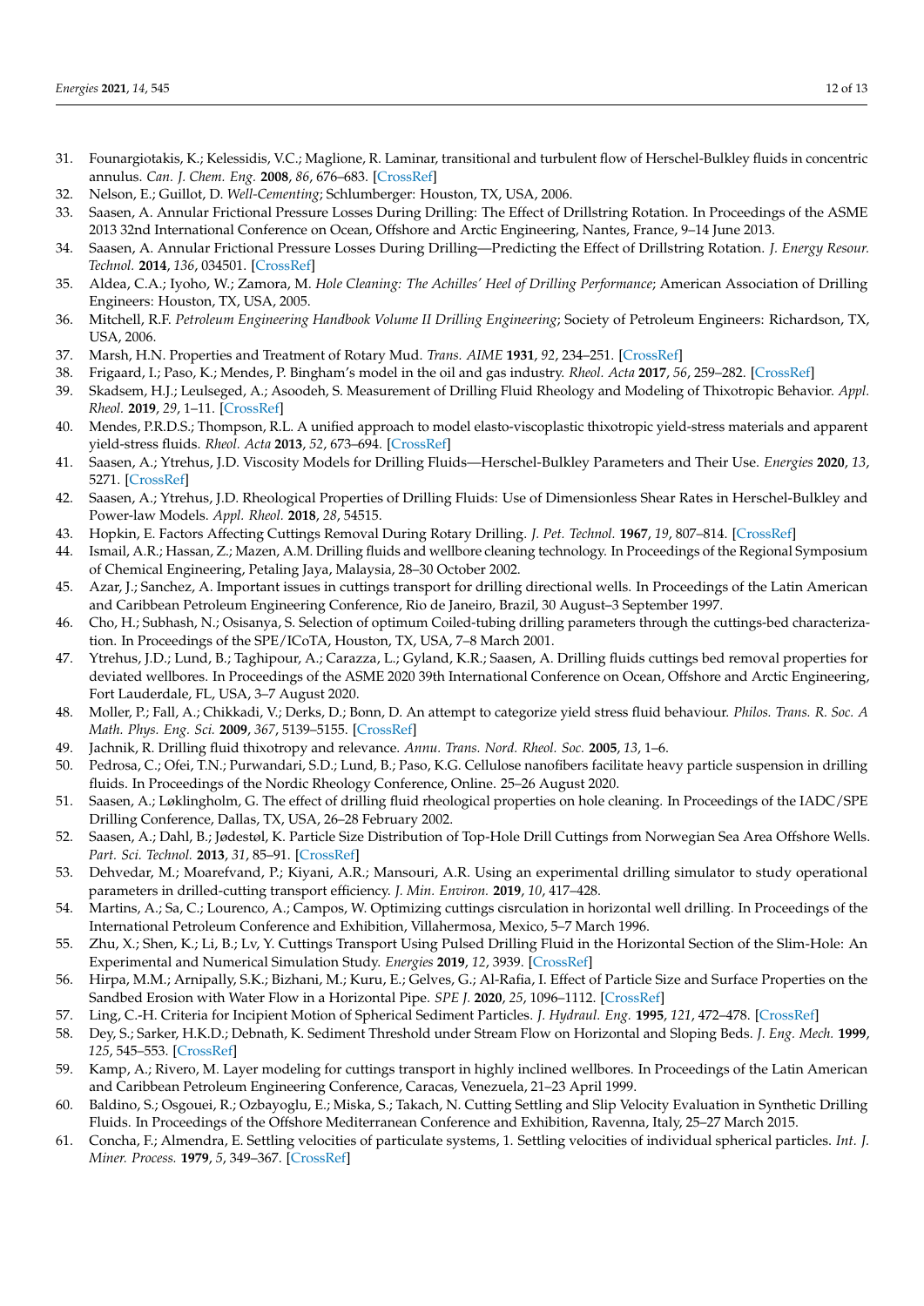31. Founargiotakis, K.; Kelessidis, V.C.; Maglione, R. Laminar, transitional and turbulent flow of Herschel-Bulkley fluids in concentric annulus. *Can. J. Chem. Eng.* **2008**, *86*, 676–683. [CrossRef]
32. Nelson, E.; Guillot, D. *Well-Cementing*; Schlumberger: Houston, TX, USA, 2006.
33. Saasen, A. Annular Frictional Pressure Losses During Drilling: The Effect of Drillstring Rotation. In Proceedings of the ASME 2013 32nd International Conference on Ocean, Offshore and Arctic Engineering, Nantes, France, 9–14 June 2013.
34. Saasen, A. Annular Frictional Pressure Losses During Drilling—Predicting the Effect of Drillstring Rotation. *J. Energy Resour. Technol.* **2014**, *136*, 034501. [CrossRef]
35. Aldea, C.A.; Iyoho, W.; Zamora, M. *Hole Cleaning: The Achilles' Heel of Drilling Performance*; American Association of Drilling Engineers: Houston, TX, USA, 2005.
36. Mitchell, R.F. *Petroleum Engineering Handbook Volume II Drilling Engineering*; Society of Petroleum Engineers: Richardson, TX, USA, 2006.
37. Marsh, H.N. Properties and Treatment of Rotary Mud. *Trans. AIME* **1931**, *92*, 234–251. [CrossRef]
38. Frigaard, I.; Paso, K.; Mendes, P. Bingham's model in the oil and gas industry. *Rheol. Acta* **2017**, *56*, 259–282. [CrossRef]
39. Skadsem, H.J.; Leulseged, A.; Asoodeh, S. Measurement of Drilling Fluid Rheology and Modeling of Thixotropic Behavior. *Appl. Rheol.* **2019**, *29*, 1–11. [CrossRef]
40. Mendes, P.R.D.S.; Thompson, R.L. A unified approach to model elasto-viscoplastic thixotropic yield-stress materials and apparent yield-stress fluids. *Rheol. Acta* **2013**, *52*, 673–694. [CrossRef]
41. Saasen, A.; Ytrehus, J.D. Viscosity Models for Drilling Fluids—Herschel-Bulkley Parameters and Their Use. *Energies* **2020**, *13*, 5271. [CrossRef]
42. Saasen, A.; Ytrehus, J.D. Rheological Properties of Drilling Fluids: Use of Dimensionless Shear Rates in Herschel-Bulkley and Power-law Models. *Appl. Rheol.* **2018**, *28*, 54515.
43. Hopkin, E. Factors Affecting Cuttings Removal During Rotary Drilling. *J. Pet. Technol.* **1967**, *19*, 807–814. [CrossRef]
44. Ismail, A.R.; Hassan, Z.; Mazen, A.M. Drilling fluids and wellbore cleaning technology. In Proceedings of the Regional Symposium of Chemical Engineering, Petaling Jaya, Malaysia, 28–30 October 2002.
45. Azar, J.; Sanchez, A. Important issues in cuttings transport for drilling directional wells. In Proceedings of the Latin American and Caribbean Petroleum Engineering Conference, Rio de Janeiro, Brazil, 30 August–3 September 1997.
46. Cho, H.; Subhash, N.; Osisanya, S. Selection of optimum Coiled-tubing drilling parameters through the cuttings-bed characterization. In Proceedings of the SPE/ICoTA, Houston, TX, USA, 7–8 March 2001.
47. Ytrehus, J.D.; Lund, B.; Taghipour, A.; Carazza, L.; Gyland, K.R.; Saasen, A. Drilling fluids cuttings bed removal properties for deviated wellbores. In Proceedings of the ASME 2020 39th International Conference on Ocean, Offshore and Arctic Engineering, Fort Lauderdale, FL, USA, 3–7 August 2020.
48. Moller, P.; Fall, A.; Chikkadi, V.; Derks, D.; Bonn, D. An attempt to categorize yield stress fluid behaviour. *Philos. Trans. R. Soc. A Math. Phys. Eng. Sci.* **2009**, *367*, 5139–5155. [CrossRef]
49. Jachnik, R. Drilling fluid thixotropy and relevance. *Annu. Trans. Nord. Rheol. Soc.* **2005**, *13*, 1–6.
50. Pedrosa, C.; Ofei, T.N.; Purwandari, S.D.; Lund, B.; Paso, K.G. Cellulose nanofibers facilitate heavy particle suspension in drilling fluids. In Proceedings of the Nordic Rheology Conference, Online. 25–26 August 2020.
51. Saasen, A.; Løklingholm, G. The effect of drilling fluid rheological properties on hole cleaning. In Proceedings of the IADC/SPE Drilling Conference, Dallas, TX, USA, 26–28 February 2002.
52. Saasen, A.; Dahl, B.; Jødestøl, K. Particle Size Distribution of Top-Hole Drill Cuttings from Norwegian Sea Area Offshore Wells. *Part. Sci. Technol.* **2013**, *31*, 85–91. [CrossRef]
53. Dehvedar, M.; Moarefvand, P.; Kiyani, A.R.; Mansouri, A.R. Using an experimental drilling simulator to study operational parameters in drilled-cutting transport efficiency. *J. Min. Environ.* **2019**, *10*, 417–428.
54. Martins, A.; Sa, C.; Lourenco, A.; Campos, W. Optimizing cuttings cisrculation in horizontal well drilling. In Proceedings of the International Petroleum Conference and Exhibition, Villahermosa, Mexico, 5–7 March 1996.
55. Zhu, X.; Shen, K.; Li, B.; Lv, Y. Cuttings Transport Using Pulsed Drilling Fluid in the Horizontal Section of the Slim-Hole: An Experimental and Numerical Simulation Study. *Energies* **2019**, *12*, 3939. [CrossRef]
56. Hirpa, M.M.; Arnipally, S.K.; Bizhani, M.; Kuru, E.; Gelves, G.; Al-Rafia, I. Effect of Particle Size and Surface Properties on the Sandbed Erosion with Water Flow in a Horizontal Pipe. *SPE J.* **2020**, *25*, 1096–1112. [CrossRef]
57. Ling, C.-H. Criteria for Incipient Motion of Spherical Sediment Particles. *J. Hydraul. Eng.* **1995**, *121*, 472–478. [CrossRef]
58. Dey, S.; Sarker, H.K.D.; Debnath, K. Sediment Threshold under Stream Flow on Horizontal and Sloping Beds. *J. Eng. Mech.* **1999**, *125*, 545–553. [CrossRef]
59. Kamp, A.; Rivero, M. Layer modeling for cuttings transport in highly inclined wellbores. In Proceedings of the Latin American and Caribbean Petroleum Engineering Conference, Caracas, Venezuela, 21–23 April 1999.
60. Baldino, S.; Osgouei, R.; Ozbayoglu, E.; Miska, S.; Takach, N. Cutting Settling and Slip Velocity Evaluation in Synthetic Drilling Fluids. In Proceedings of the Offshore Mediterranean Conference and Exhibition, Ravenna, Italy, 25–27 March 2015.
61. Concha, F.; Almendra, E. Settling velocities of particulate systems, 1. Settling velocities of individual spherical particles. *Int. J. Miner. Process.* **1979**, *5*, 349–367. [CrossRef]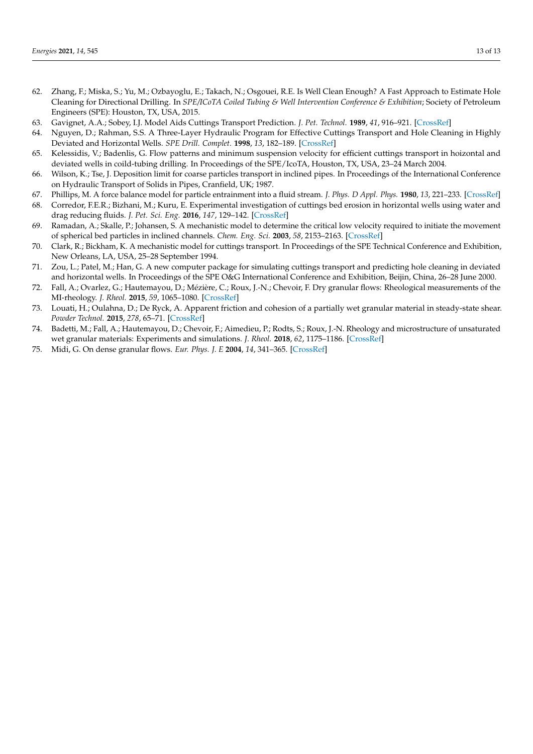62. Zhang, F.; Miska, S.; Yu, M.; Ozbayoglu, E.; Takach, N.; Osgouei, R.E. Is Well Clean Enough? A Fast Approach to Estimate Hole Cleaning for Directional Drilling. In *SPE/ICoTA Coiled Tubing & Well Intervention Conference & Exhibition*; Society of Petroleum Engineers (SPE): Houston, TX, USA, 2015.
63. Gavignet, A.A.; Sobey, I.J. Model Aids Cuttings Transport Prediction. *J. Pet. Technol.* **1989**, *41*, 916–921. [CrossRef]
64. Nguyen, D.; Rahman, S.S. A Three-Layer Hydraulic Program for Effective Cuttings Transport and Hole Cleaning in Highly Deviated and Horizontal Wells. *SPE Drill. Complet.* **1998**, *13*, 182–189. [CrossRef]
65. Kelessidis, V.; Badenlis, G. Flow patterns and minimum suspension velocity for efficient cuttings transport in hoizontal and deviated wells in coild-tubing drilling. In Proceedings of the SPE/IcoTA, Houston, TX, USA, 23–24 March 2004.
66. Wilson, K.; Tse, J. Deposition limit for coarse particles transport in inclined pipes. In Proceedings of the International Conference on Hydraulic Transport of Solids in Pipes, Cranfield, UK; 1987.
67. Phillips, M. A force balance model for particle entrainment into a fluid stream. *J. Phys. D Appl. Phys.* **1980**, *13*, 221–233. [CrossRef]
68. Corredor, F.E.R.; Bizhani, M.; Kuru, E. Experimental investigation of cuttings bed erosion in horizontal wells using water and drag reducing fluids. *J. Pet. Sci. Eng.* **2016**, *147*, 129–142. [CrossRef]
69. Ramadan, A.; Skalle, P.; Johansen, S. A mechanistic model to determine the critical low velocity required to initiate the movement of spherical bed particles in inclined channels. *Chem. Eng. Sci.* **2003**, *58*, 2153–2163. [CrossRef]
70. Clark, R.; Bickham, K. A mechanistic model for cuttings transport. In Proceedings of the SPE Technical Conference and Exhibition, New Orleans, LA, USA, 25–28 September 1994.
71. Zou, L.; Patel, M.; Han, G. A new computer package for simulating cuttings transport and predicting hole cleaning in deviated and horizontal wells. In Proceedings of the SPE O&G International Conference and Exhibition, Beijin, China, 26–28 June 2000.
72. Fall, A.; Ovarlez, G.; Hautemayou, D.; Mézière, C.; Roux, J.-N.; Chevoir, F. Dry granular flows: Rheological measurements of the MI-rheology. *J. Rheol.* **2015**, *59*, 1065–1080. [CrossRef]
73. Louati, H.; Oulahna, D.; De Ryck, A. Apparent friction and cohesion of a partially wet granular material in steady-state shear. *Powder Technol.* **2015**, *278*, 65–71. [CrossRef]
74. Badetti, M.; Fall, A.; Hautemayou, D.; Chevoir, F.; Aimedieu, P.; Rodts, S.; Roux, J.-N. Rheology and microstructure of unsaturated wet granular materials: Experiments and simulations. *J. Rheol.* **2018**, *62*, 1175–1186. [CrossRef]
75. Midi, G. On dense granular flows. *Eur. Phys. J. E* **2004**, *14*, 341–365. [CrossRef]